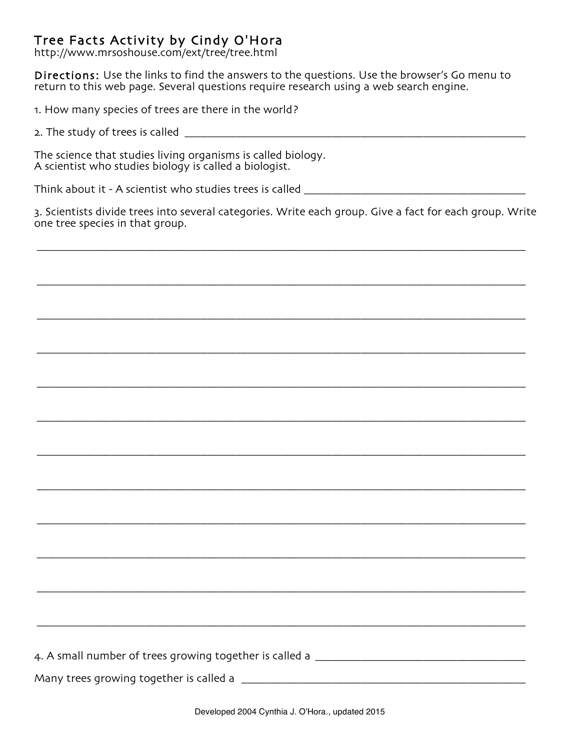# Tree Facts Activity by Cindy O'Hora

http://www.mrsoshouse.com/ext/tree/tree.html

**Directions:** Use the links to find the answers to the questions. Use the browser's Go menu to return to this web page. Several questions require research using a web search engine.

1. How many species of trees are there in the world?

2. The study of trees is called ______________________________

The science that studies living organisms is called biology.
A scientist who studies biology is called a biologist.

Think about it - A scientist who studies trees is called ______________________________

3. Scientists divide trees into several categories. Write each group. Give a fact for each group. Write one tree species in that group.

______________________________________________________________________

______________________________________________________________________

______________________________________________________________________

______________________________________________________________________

______________________________________________________________________

______________________________________________________________________

______________________________________________________________________

______________________________________________________________________

______________________________________________________________________

______________________________________________________________________

______________________________________________________________________

______________________________________________________________________

4. A small number of trees growing together is called a ______________________________

Many trees growing together is called a ______________________________

Developed 2004 Cynthia J. O'Hora., updated 2015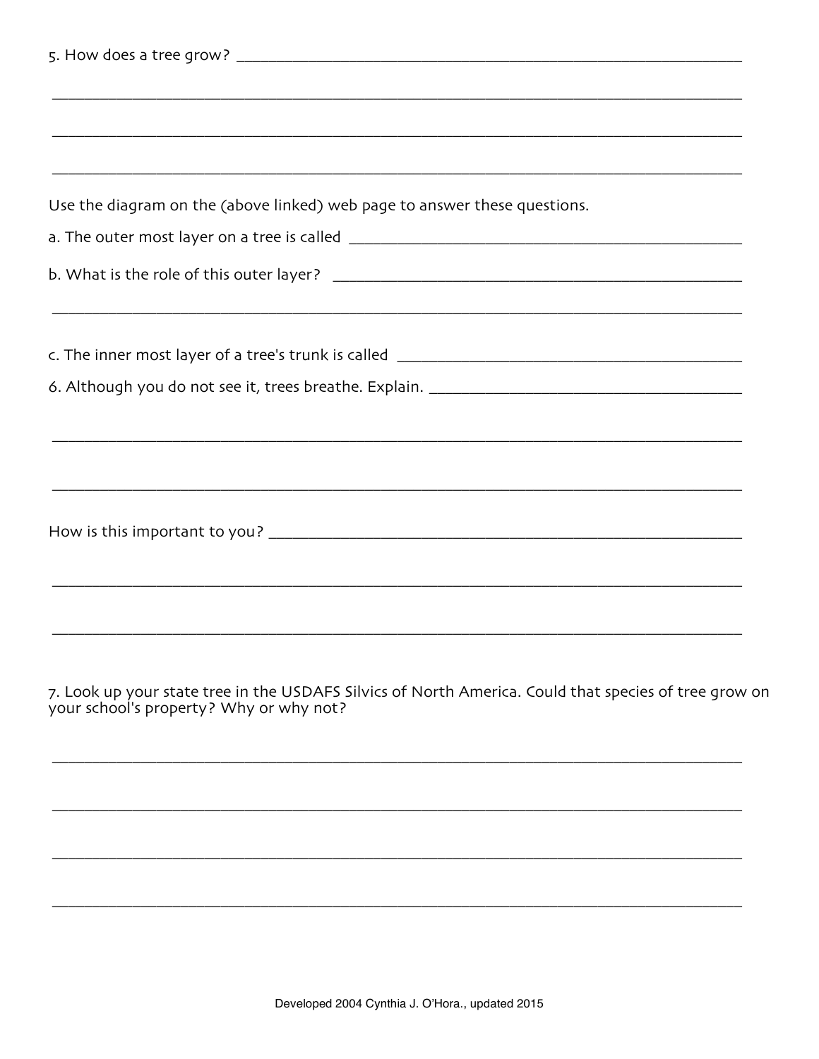5. How does a tree grow? ______________________________________________

______________________________________________

______________________________________________

______________________________________________

Use the diagram on the (above linked) web page to answer these questions.

a. The outer most layer on a tree is called ______________________________

b. What is the role of this outer layer? ______________________________

______________________________________________

c. The inner most layer of a tree's trunk is called ______________________________

6. Although you do not see it, trees breathe. Explain. ______________________________

______________________________________________

______________________________________________

How is this important to you? ______________________________________________

______________________________________________

______________________________________________

7. Look up your state tree in the USDAFS Silvics of North America. Could that species of tree grow on your school's property? Why or why not?

______________________________________________

______________________________________________

______________________________________________

______________________________________________

Developed 2004 Cynthia J. O'Hora., updated 2015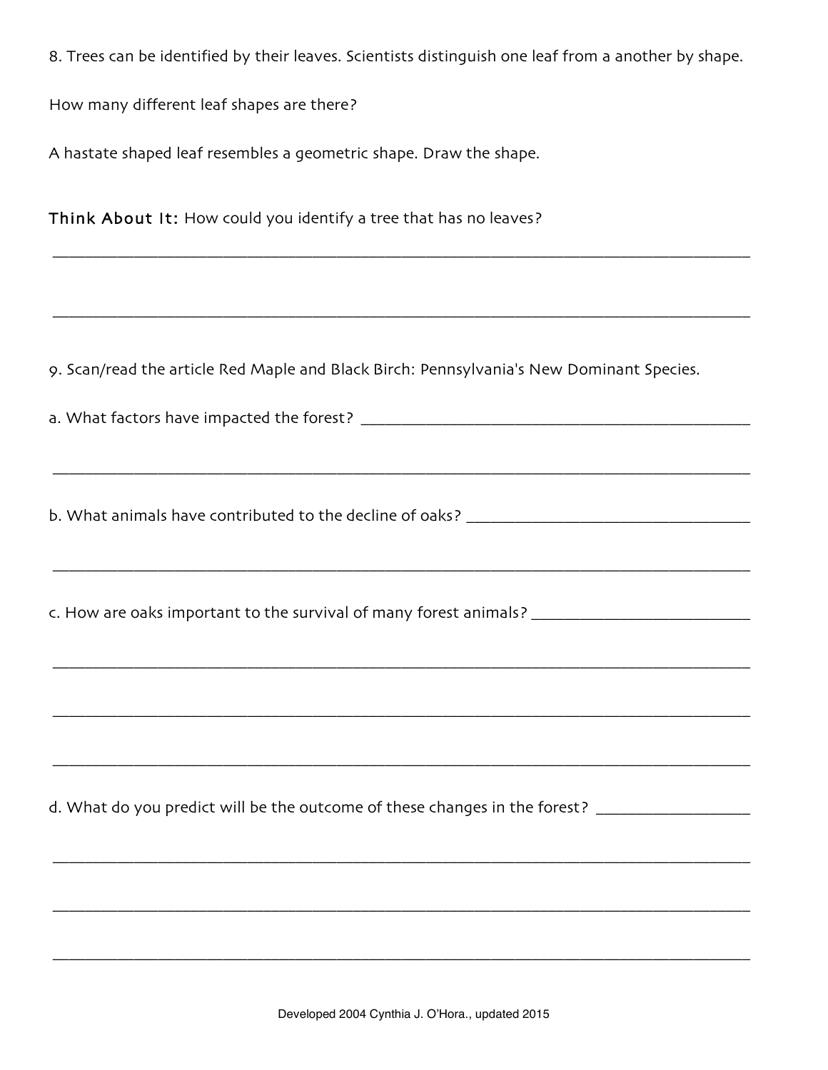8. Trees can be identified by their leaves. Scientists distinguish one leaf from a another by shape.

How many different leaf shapes are there?

A hastate shaped leaf resembles a geometric shape. Draw the shape.

**Think About It:** How could you identify a tree that has no leaves?

_______________________________________________________________________________

_______________________________________________________________________________

9. Scan/read the article Red Maple and Black Birch: Pennsylvania's New Dominant Species.

a. What factors have impacted the forest? ______________________________________

_______________________________________________________________________________

b. What animals have contributed to the decline of oaks? _____________________________

_______________________________________________________________________________

c. How are oaks important to the survival of many forest animals? _______________________

_______________________________________________________________________________

_______________________________________________________________________________

_______________________________________________________________________________

d. What do you predict will be the outcome of these changes in the forest? ________________

_______________________________________________________________________________

_______________________________________________________________________________

_______________________________________________________________________________

Developed 2004 Cynthia J. O'Hora., updated 2015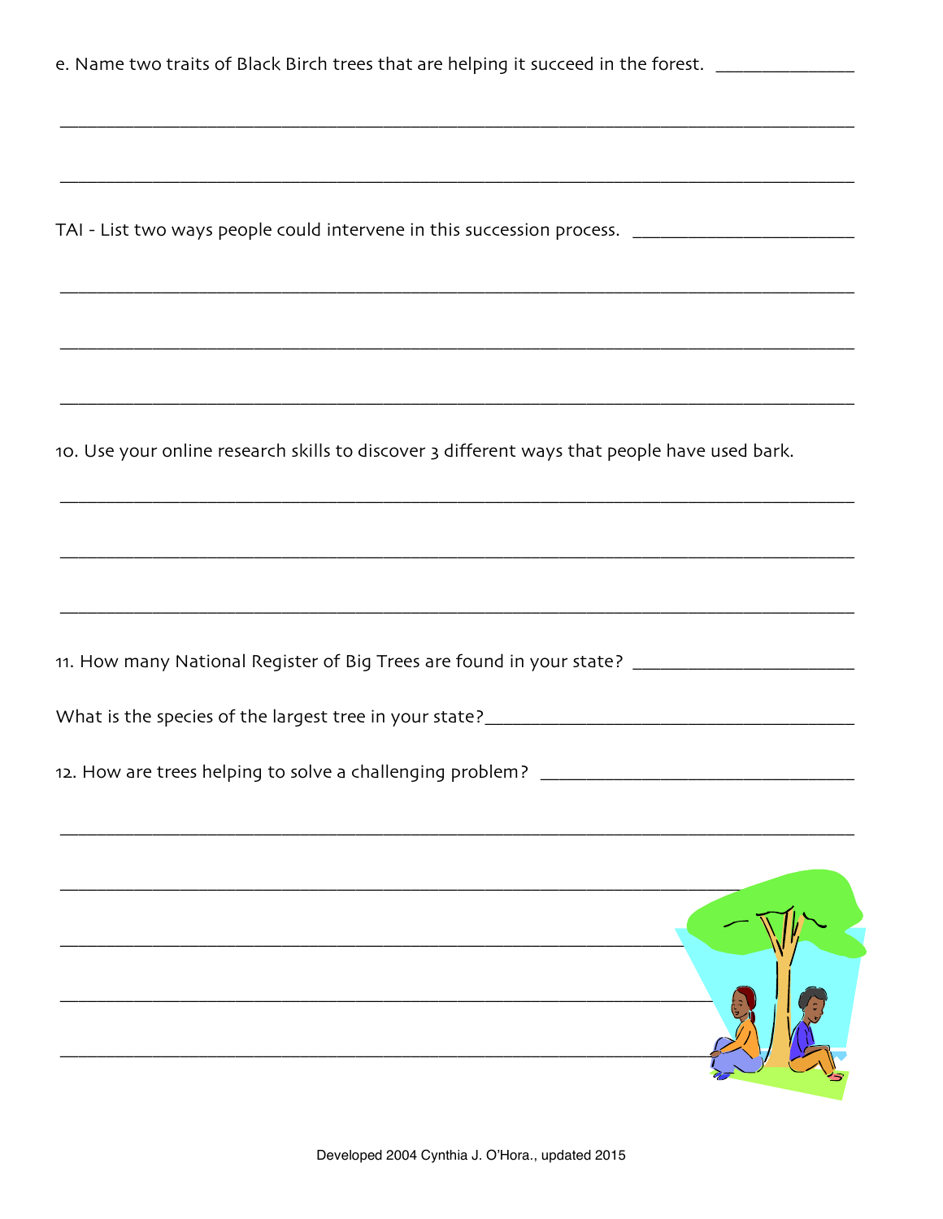e. Name two traits of Black Birch trees that are helping it succeed in the forest. ______________

______________________________________________________________________________

______________________________________________________________________________

TAI - List two ways people could intervene in this succession process. ______________________

______________________________________________________________________________

______________________________________________________________________________

______________________________________________________________________________

10. Use your online research skills to discover 3 different ways that people have used bark.

______________________________________________________________________________

______________________________________________________________________________

______________________________________________________________________________

11. How many National Register of Big Trees are found in your state? ______________________

What is the species of the largest tree in your state?______________________________________

12. How are trees helping to solve a challenging problem? _______________________________

______________________________________________________________________________

______________________________________________________________________________

______________________________________________________________________________

______________________________________________________________________________

______________________________________________________________________________

Developed 2004 Cynthia J. O'Hora., updated 2015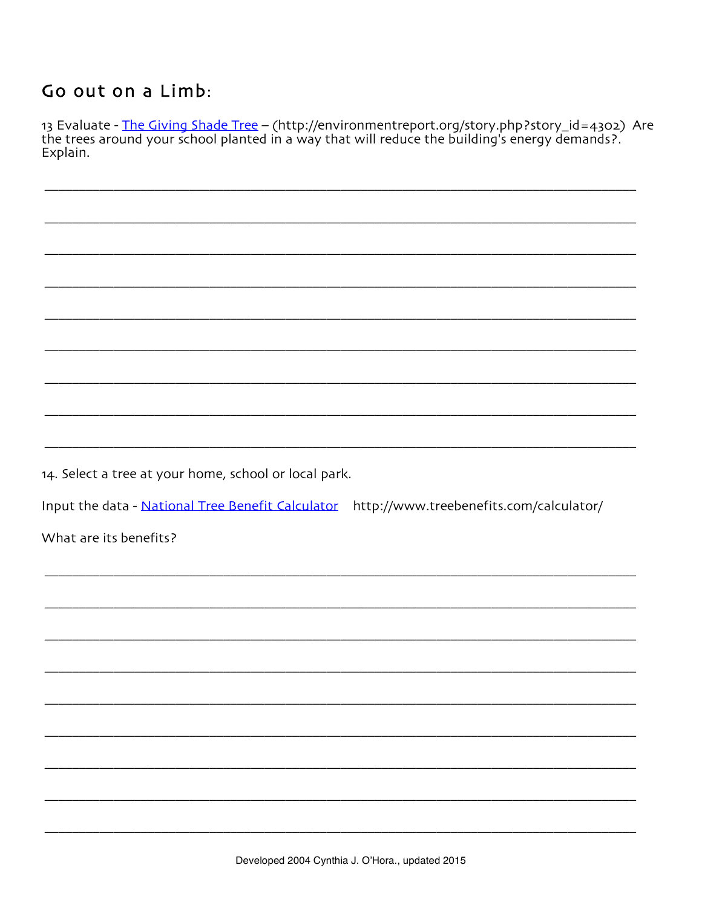## Go out on a Limb:

13 Evaluate - [The Giving Shade Tree](http://environmentreport.org/story.php?story_id=4302) – (http://environmentreport.org/story.php?story_id=4302) Are the trees around your school planted in a way that will reduce the building's energy demands?. Explain.

\_\_\_\_\_\_\_\_\_\_\_\_\_\_\_\_\_\_\_\_\_\_\_\_\_\_\_\_\_\_\_\_\_\_\_\_\_\_\_\_\_\_\_\_\_\_\_\_\_\_\_\_\_\_\_\_\_\_\_\_\_\_\_\_\_\_\_\_\_\_\_\_

\_\_\_\_\_\_\_\_\_\_\_\_\_\_\_\_\_\_\_\_\_\_\_\_\_\_\_\_\_\_\_\_\_\_\_\_\_\_\_\_\_\_\_\_\_\_\_\_\_\_\_\_\_\_\_\_\_\_\_\_\_\_\_\_\_\_\_\_\_\_\_\_

\_\_\_\_\_\_\_\_\_\_\_\_\_\_\_\_\_\_\_\_\_\_\_\_\_\_\_\_\_\_\_\_\_\_\_\_\_\_\_\_\_\_\_\_\_\_\_\_\_\_\_\_\_\_\_\_\_\_\_\_\_\_\_\_\_\_\_\_\_\_\_\_

\_\_\_\_\_\_\_\_\_\_\_\_\_\_\_\_\_\_\_\_\_\_\_\_\_\_\_\_\_\_\_\_\_\_\_\_\_\_\_\_\_\_\_\_\_\_\_\_\_\_\_\_\_\_\_\_\_\_\_\_\_\_\_\_\_\_\_\_\_\_\_\_

\_\_\_\_\_\_\_\_\_\_\_\_\_\_\_\_\_\_\_\_\_\_\_\_\_\_\_\_\_\_\_\_\_\_\_\_\_\_\_\_\_\_\_\_\_\_\_\_\_\_\_\_\_\_\_\_\_\_\_\_\_\_\_\_\_\_\_\_\_\_\_\_

\_\_\_\_\_\_\_\_\_\_\_\_\_\_\_\_\_\_\_\_\_\_\_\_\_\_\_\_\_\_\_\_\_\_\_\_\_\_\_\_\_\_\_\_\_\_\_\_\_\_\_\_\_\_\_\_\_\_\_\_\_\_\_\_\_\_\_\_\_\_\_\_

\_\_\_\_\_\_\_\_\_\_\_\_\_\_\_\_\_\_\_\_\_\_\_\_\_\_\_\_\_\_\_\_\_\_\_\_\_\_\_\_\_\_\_\_\_\_\_\_\_\_\_\_\_\_\_\_\_\_\_\_\_\_\_\_\_\_\_\_\_\_\_\_

\_\_\_\_\_\_\_\_\_\_\_\_\_\_\_\_\_\_\_\_\_\_\_\_\_\_\_\_\_\_\_\_\_\_\_\_\_\_\_\_\_\_\_\_\_\_\_\_\_\_\_\_\_\_\_\_\_\_\_\_\_\_\_\_\_\_\_\_\_\_\_\_

\_\_\_\_\_\_\_\_\_\_\_\_\_\_\_\_\_\_\_\_\_\_\_\_\_\_\_\_\_\_\_\_\_\_\_\_\_\_\_\_\_\_\_\_\_\_\_\_\_\_\_\_\_\_\_\_\_\_\_\_\_\_\_\_\_\_\_\_\_\_\_\_

14. Select a tree at your home, school or local park.

Input the data - [National Tree Benefit Calculator](http://www.treebenefits.com/calculator/) http://www.treebenefits.com/calculator/

What are its benefits?

\_\_\_\_\_\_\_\_\_\_\_\_\_\_\_\_\_\_\_\_\_\_\_\_\_\_\_\_\_\_\_\_\_\_\_\_\_\_\_\_\_\_\_\_\_\_\_\_\_\_\_\_\_\_\_\_\_\_\_\_\_\_\_\_\_\_\_\_\_\_\_\_

\_\_\_\_\_\_\_\_\_\_\_\_\_\_\_\_\_\_\_\_\_\_\_\_\_\_\_\_\_\_\_\_\_\_\_\_\_\_\_\_\_\_\_\_\_\_\_\_\_\_\_\_\_\_\_\_\_\_\_\_\_\_\_\_\_\_\_\_\_\_\_\_

\_\_\_\_\_\_\_\_\_\_\_\_\_\_\_\_\_\_\_\_\_\_\_\_\_\_\_\_\_\_\_\_\_\_\_\_\_\_\_\_\_\_\_\_\_\_\_\_\_\_\_\_\_\_\_\_\_\_\_\_\_\_\_\_\_\_\_\_\_\_\_\_

\_\_\_\_\_\_\_\_\_\_\_\_\_\_\_\_\_\_\_\_\_\_\_\_\_\_\_\_\_\_\_\_\_\_\_\_\_\_\_\_\_\_\_\_\_\_\_\_\_\_\_\_\_\_\_\_\_\_\_\_\_\_\_\_\_\_\_\_\_\_\_\_

\_\_\_\_\_\_\_\_\_\_\_\_\_\_\_\_\_\_\_\_\_\_\_\_\_\_\_\_\_\_\_\_\_\_\_\_\_\_\_\_\_\_\_\_\_\_\_\_\_\_\_\_\_\_\_\_\_\_\_\_\_\_\_\_\_\_\_\_\_\_\_\_

\_\_\_\_\_\_\_\_\_\_\_\_\_\_\_\_\_\_\_\_\_\_\_\_\_\_\_\_\_\_\_\_\_\_\_\_\_\_\_\_\_\_\_\_\_\_\_\_\_\_\_\_\_\_\_\_\_\_\_\_\_\_\_\_\_\_\_\_\_\_\_\_

\_\_\_\_\_\_\_\_\_\_\_\_\_\_\_\_\_\_\_\_\_\_\_\_\_\_\_\_\_\_\_\_\_\_\_\_\_\_\_\_\_\_\_\_\_\_\_\_\_\_\_\_\_\_\_\_\_\_\_\_\_\_\_\_\_\_\_\_\_\_\_\_

\_\_\_\_\_\_\_\_\_\_\_\_\_\_\_\_\_\_\_\_\_\_\_\_\_\_\_\_\_\_\_\_\_\_\_\_\_\_\_\_\_\_\_\_\_\_\_\_\_\_\_\_\_\_\_\_\_\_\_\_\_\_\_\_\_\_\_\_\_\_\_\_

\_\_\_\_\_\_\_\_\_\_\_\_\_\_\_\_\_\_\_\_\_\_\_\_\_\_\_\_\_\_\_\_\_\_\_\_\_\_\_\_\_\_\_\_\_\_\_\_\_\_\_\_\_\_\_\_\_\_\_\_\_\_\_\_\_\_\_\_\_\_\_\_

Developed 2004 Cynthia J. O'Hora., updated 2015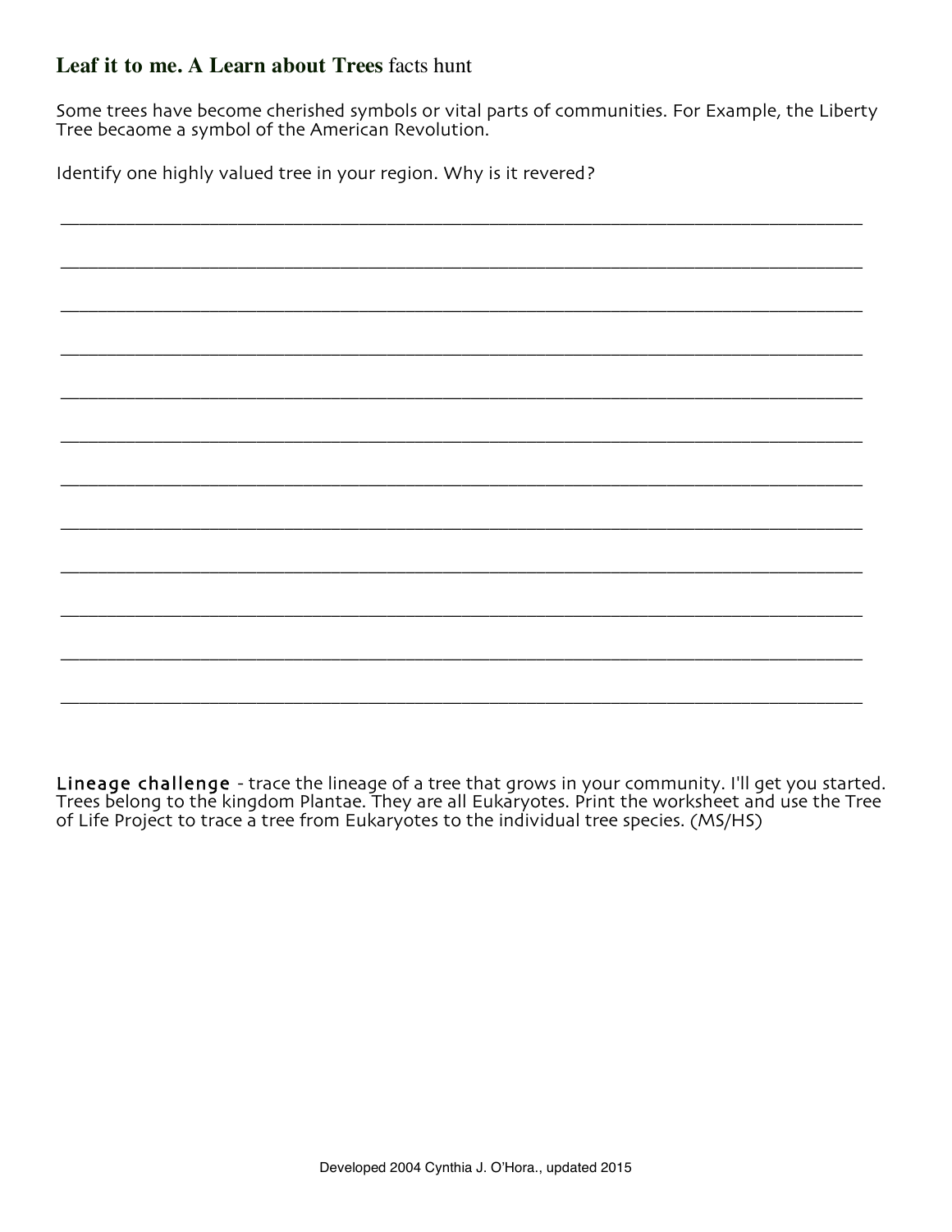**Leaf it to me. A Learn about Trees** facts hunt

Some trees have become cherished symbols or vital parts of communities. For Example, the Liberty Tree becaome a symbol of the American Revolution.

Identify one highly valued tree in your region. Why is it revered?

\_\_\_\_\_\_\_\_\_\_\_\_\_\_\_\_\_\_\_\_\_\_\_\_\_\_\_\_\_\_\_\_\_\_\_\_\_\_\_\_\_\_\_\_\_\_\_\_\_\_\_\_\_\_\_\_\_\_\_\_\_\_\_\_\_\_\_\_\_\_\_\_\_\_\_\_

\_\_\_\_\_\_\_\_\_\_\_\_\_\_\_\_\_\_\_\_\_\_\_\_\_\_\_\_\_\_\_\_\_\_\_\_\_\_\_\_\_\_\_\_\_\_\_\_\_\_\_\_\_\_\_\_\_\_\_\_\_\_\_\_\_\_\_\_\_\_\_\_\_\_\_\_

\_\_\_\_\_\_\_\_\_\_\_\_\_\_\_\_\_\_\_\_\_\_\_\_\_\_\_\_\_\_\_\_\_\_\_\_\_\_\_\_\_\_\_\_\_\_\_\_\_\_\_\_\_\_\_\_\_\_\_\_\_\_\_\_\_\_\_\_\_\_\_\_\_\_\_\_

\_\_\_\_\_\_\_\_\_\_\_\_\_\_\_\_\_\_\_\_\_\_\_\_\_\_\_\_\_\_\_\_\_\_\_\_\_\_\_\_\_\_\_\_\_\_\_\_\_\_\_\_\_\_\_\_\_\_\_\_\_\_\_\_\_\_\_\_\_\_\_\_\_\_\_\_

\_\_\_\_\_\_\_\_\_\_\_\_\_\_\_\_\_\_\_\_\_\_\_\_\_\_\_\_\_\_\_\_\_\_\_\_\_\_\_\_\_\_\_\_\_\_\_\_\_\_\_\_\_\_\_\_\_\_\_\_\_\_\_\_\_\_\_\_\_\_\_\_\_\_\_\_

\_\_\_\_\_\_\_\_\_\_\_\_\_\_\_\_\_\_\_\_\_\_\_\_\_\_\_\_\_\_\_\_\_\_\_\_\_\_\_\_\_\_\_\_\_\_\_\_\_\_\_\_\_\_\_\_\_\_\_\_\_\_\_\_\_\_\_\_\_\_\_\_\_\_\_\_

\_\_\_\_\_\_\_\_\_\_\_\_\_\_\_\_\_\_\_\_\_\_\_\_\_\_\_\_\_\_\_\_\_\_\_\_\_\_\_\_\_\_\_\_\_\_\_\_\_\_\_\_\_\_\_\_\_\_\_\_\_\_\_\_\_\_\_\_\_\_\_\_\_\_\_\_

\_\_\_\_\_\_\_\_\_\_\_\_\_\_\_\_\_\_\_\_\_\_\_\_\_\_\_\_\_\_\_\_\_\_\_\_\_\_\_\_\_\_\_\_\_\_\_\_\_\_\_\_\_\_\_\_\_\_\_\_\_\_\_\_\_\_\_\_\_\_\_\_\_\_\_\_

\_\_\_\_\_\_\_\_\_\_\_\_\_\_\_\_\_\_\_\_\_\_\_\_\_\_\_\_\_\_\_\_\_\_\_\_\_\_\_\_\_\_\_\_\_\_\_\_\_\_\_\_\_\_\_\_\_\_\_\_\_\_\_\_\_\_\_\_\_\_\_\_\_\_\_\_

\_\_\_\_\_\_\_\_\_\_\_\_\_\_\_\_\_\_\_\_\_\_\_\_\_\_\_\_\_\_\_\_\_\_\_\_\_\_\_\_\_\_\_\_\_\_\_\_\_\_\_\_\_\_\_\_\_\_\_\_\_\_\_\_\_\_\_\_\_\_\_\_\_\_\_\_

\_\_\_\_\_\_\_\_\_\_\_\_\_\_\_\_\_\_\_\_\_\_\_\_\_\_\_\_\_\_\_\_\_\_\_\_\_\_\_\_\_\_\_\_\_\_\_\_\_\_\_\_\_\_\_\_\_\_\_\_\_\_\_\_\_\_\_\_\_\_\_\_\_\_\_\_

\_\_\_\_\_\_\_\_\_\_\_\_\_\_\_\_\_\_\_\_\_\_\_\_\_\_\_\_\_\_\_\_\_\_\_\_\_\_\_\_\_\_\_\_\_\_\_\_\_\_\_\_\_\_\_\_\_\_\_\_\_\_\_\_\_\_\_\_\_\_\_\_\_\_\_\_

**Lineage challenge** - trace the lineage of a tree that grows in your community. I'll get you started. Trees belong to the kingdom Plantae. They are all Eukaryotes. Print the worksheet and use the Tree of Life Project to trace a tree from Eukaryotes to the individual tree species. (MS/HS)

Developed 2004 Cynthia J. O'Hora., updated 2015